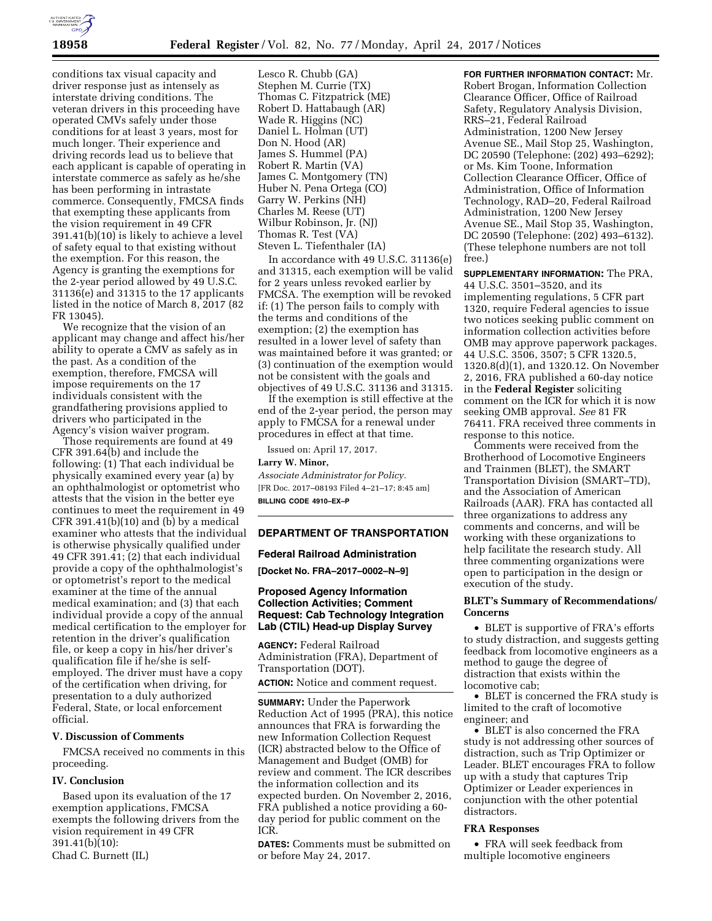conditions tax visual capacity and driver response just as intensely as interstate driving conditions. The veteran drivers in this proceeding have operated CMVs safely under those conditions for at least 3 years, most for much longer. Their experience and driving records lead us to believe that each applicant is capable of operating in interstate commerce as safely as he/she has been performing in intrastate commerce. Consequently, FMCSA finds that exempting these applicants from the vision requirement in 49 CFR 391.41(b)(10) is likely to achieve a level of safety equal to that existing without the exemption. For this reason, the Agency is granting the exemptions for the 2-year period allowed by 49 U.S.C. 31136(e) and 31315 to the 17 applicants listed in the notice of March 8, 2017 (82 FR 13045).

We recognize that the vision of an applicant may change and affect his/her ability to operate a CMV as safely as in the past. As a condition of the exemption, therefore, FMCSA will impose requirements on the 17 individuals consistent with the grandfathering provisions applied to drivers who participated in the Agency's vision waiver program.

Those requirements are found at 49 CFR 391.64(b) and include the following: (1) That each individual be physically examined every year (a) by an ophthalmologist or optometrist who attests that the vision in the better eye continues to meet the requirement in 49 CFR 391.41(b)(10) and (b) by a medical examiner who attests that the individual is otherwise physically qualified under 49 CFR 391.41; (2) that each individual provide a copy of the ophthalmologist's or optometrist's report to the medical examiner at the time of the annual medical examination; and (3) that each individual provide a copy of the annual medical certification to the employer for retention in the driver's qualification file, or keep a copy in his/her driver's qualification file if he/she is self-employed. The driver must have a copy of the certification when driving, for presentation to a duly authorized Federal, State, or local enforcement official.

### V. Discussion of Comments

FMCSA received no comments in this proceeding.

### IV. Conclusion

Based upon its evaluation of the 17 exemption applications, FMCSA exempts the following drivers from the vision requirement in 49 CFR 391.41(b)(10):

Chad C. Burnett (IL)
Lesco R. Chubb (GA)
Stephen M. Currie (TX)
Thomas C. Fitzpatrick (ME)
Robert D. Hattabaugh (AR)
Wade R. Higgins (NC)
Daniel L. Holman (UT)
Don N. Hood (AR)
James S. Hummel (PA)
Robert R. Martin (VA)
James C. Montgomery (TN)
Huber N. Pena Ortega (CO)
Garry W. Perkins (NH)
Charles M. Reese (UT)
Wilbur Robinson, Jr. (NJ)
Thomas R. Test (VA)
Steven L. Tiefenthaler (IA)

In accordance with 49 U.S.C. 31136(e) and 31315, each exemption will be valid for 2 years unless revoked earlier by FMCSA. The exemption will be revoked if: (1) The person fails to comply with the terms and conditions of the exemption; (2) the exemption has resulted in a lower level of safety than was maintained before it was granted; or (3) continuation of the exemption would not be consistent with the goals and objectives of 49 U.S.C. 31136 and 31315.

If the exemption is still effective at the end of the 2-year period, the person may apply to FMCSA for a renewal under procedures in effect at that time.

Issued on: April 17, 2017.

**Larry W. Minor,**

*Associate Administrator for Policy.*

[FR Doc. 2017–08193 Filed 4–21–17; 8:45 am]

**BILLING CODE 4910–EX–P**

## DEPARTMENT OF TRANSPORTATION

### Federal Railroad Administration

**[Docket No. FRA–2017–0002–N–9]**

### Proposed Agency Information Collection Activities; Comment Request: Cab Technology Integration Lab (CTIL) Head-up Display Survey

**AGENCY:** Federal Railroad Administration (FRA), Department of Transportation (DOT).

**ACTION:** Notice and comment request.

**SUMMARY:** Under the Paperwork Reduction Act of 1995 (PRA), this notice announces that FRA is forwarding the new Information Collection Request (ICR) abstracted below to the Office of Management and Budget (OMB) for review and comment. The ICR describes the information collection and its expected burden. On November 2, 2016, FRA published a notice providing a 60-day period for public comment on the ICR.

**DATES:** Comments must be submitted on or before May 24, 2017.

**FOR FURTHER INFORMATION CONTACT:** Mr. Robert Brogan, Information Collection Clearance Officer, Office of Railroad Safety, Regulatory Analysis Division, RRS–21, Federal Railroad Administration, 1200 New Jersey Avenue SE., Mail Stop 25, Washington, DC 20590 (Telephone: (202) 493–6292); or Ms. Kim Toone, Information Collection Clearance Officer, Office of Administration, Office of Information Technology, RAD–20, Federal Railroad Administration, 1200 New Jersey Avenue SE., Mail Stop 35, Washington, DC 20590 (Telephone: (202) 493–6132). (These telephone numbers are not toll free.)

**SUPPLEMENTARY INFORMATION:** The PRA, 44 U.S.C. 3501–3520, and its implementing regulations, 5 CFR part 1320, require Federal agencies to issue two notices seeking public comment on information collection activities before OMB may approve paperwork packages. 44 U.S.C. 3506, 3507; 5 CFR 1320.5, 1320.8(d)(1), and 1320.12. On November 2, 2016, FRA published a 60-day notice in the **Federal Register** soliciting comment on the ICR for which it is now seeking OMB approval. *See* 81 FR 76411. FRA received three comments in response to this notice.

Comments were received from the Brotherhood of Locomotive Engineers and Trainmen (BLET), the SMART Transportation Division (SMART–TD), and the Association of American Railroads (AAR). FRA has contacted all three organizations to address any comments and concerns, and will be working with these organizations to help facilitate the research study. All three commenting organizations were open to participation in the design or execution of the study.

#### BLET's Summary of Recommendations/Concerns

- BLET is supportive of FRA's efforts to study distraction, and suggests getting feedback from locomotive engineers as a method to gauge the degree of distraction that exists within the locomotive cab;
- BLET is concerned the FRA study is limited to the craft of locomotive engineer; and
- BLET is also concerned the FRA study is not addressing other sources of distraction, such as Trip Optimizer or Leader. BLET encourages FRA to follow up with a study that captures Trip Optimizer or Leader experiences in conjunction with the other potential distractors.

#### FRA Responses

- FRA will seek feedback from multiple locomotive engineers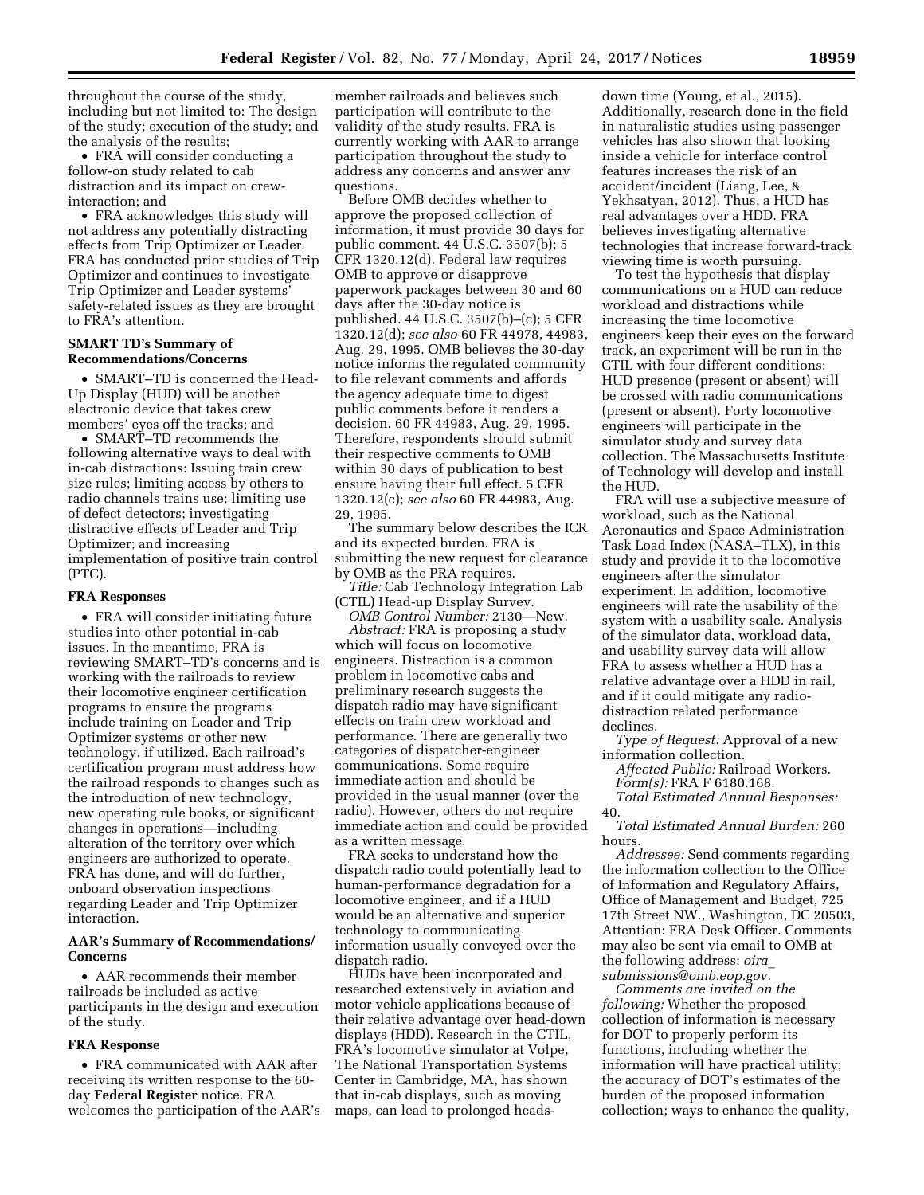throughout the course of the study, including but not limited to: The design of the study; execution of the study; and the analysis of the results;

- FRA will consider conducting a follow-on study related to cab distraction and its impact on crew-interaction; and
- FRA acknowledges this study will not address any potentially distracting effects from Trip Optimizer or Leader. FRA has conducted prior studies of Trip Optimizer and continues to investigate Trip Optimizer and Leader systems' safety-related issues as they are brought to FRA's attention.

### SMART TD's Summary of Recommendations/Concerns

- SMART–TD is concerned the Head-Up Display (HUD) will be another electronic device that takes crew members' eyes off the tracks; and
- SMART–TD recommends the following alternative ways to deal with in-cab distractions: Issuing train crew size rules; limiting access by others to radio channels trains use; limiting use of defect detectors; investigating distractive effects of Leader and Trip Optimizer; and increasing implementation of positive train control (PTC).

### FRA Responses

- FRA will consider initiating future studies into other potential in-cab issues. In the meantime, FRA is reviewing SMART–TD's concerns and is working with the railroads to review their locomotive engineer certification programs to ensure the programs include training on Leader and Trip Optimizer systems or other new technology, if utilized. Each railroad's certification program must address how the railroad responds to changes such as the introduction of new technology, new operating rule books, or significant changes in operations—including alteration of the territory over which engineers are authorized to operate. FRA has done, and will do further, onboard observation inspections regarding Leader and Trip Optimizer interaction.

### AAR's Summary of Recommendations/Concerns

- AAR recommends their member railroads be included as active participants in the design and execution of the study.

### FRA Response

- FRA communicated with AAR after receiving its written response to the 60-day **Federal Register** notice. FRA welcomes the participation of the AAR's member railroads and believes such participation will contribute to the validity of the study results. FRA is currently working with AAR to arrange participation throughout the study to address any concerns and answer any questions.

Before OMB decides whether to approve the proposed collection of information, it must provide 30 days for public comment. 44 U.S.C. 3507(b); 5 CFR 1320.12(d). Federal law requires OMB to approve or disapprove paperwork packages between 30 and 60 days after the 30-day notice is published. 44 U.S.C. 3507(b)–(c); 5 CFR 1320.12(d); *see also* 60 FR 44978, 44983, Aug. 29, 1995. OMB believes the 30-day notice informs the regulated community to file relevant comments and affords the agency adequate time to digest public comments before it renders a decision. 60 FR 44983, Aug. 29, 1995. Therefore, respondents should submit their respective comments to OMB within 30 days of publication to best ensure having their full effect. 5 CFR 1320.12(c); *see also* 60 FR 44983, Aug. 29, 1995.

The summary below describes the ICR and its expected burden. FRA is submitting the new request for clearance by OMB as the PRA requires.

*Title:* Cab Technology Integration Lab (CTIL) Head-up Display Survey.

*OMB Control Number:* 2130—New.

*Abstract:* FRA is proposing a study which will focus on locomotive engineers. Distraction is a common problem in locomotive cabs and preliminary research suggests the dispatch radio may have significant effects on train crew workload and performance. There are generally two categories of dispatcher-engineer communications. Some require immediate action and should be provided in the usual manner (over the radio). However, others do not require immediate action and could be provided as a written message.

FRA seeks to understand how the dispatch radio could potentially lead to human-performance degradation for a locomotive engineer, and if a HUD would be an alternative and superior technology to communicating information usually conveyed over the dispatch radio.

HUDs have been incorporated and researched extensively in aviation and motor vehicle applications because of their relative advantage over head-down displays (HDD). Research in the CTIL, FRA's locomotive simulator at Volpe, The National Transportation Systems Center in Cambridge, MA, has shown that in-cab displays, such as moving maps, can lead to prolonged heads-down time (Young, et al., 2015). Additionally, research done in the field in naturalistic studies using passenger vehicles has also shown that looking inside a vehicle for interface control features increases the risk of an accident/incident (Liang, Lee, & Yekhsatyan, 2012). Thus, a HUD has real advantages over a HDD. FRA believes investigating alternative technologies that increase forward-track viewing time is worth pursuing.

To test the hypothesis that display communications on a HUD can reduce workload and distractions while increasing the time locomotive engineers keep their eyes on the forward track, an experiment will be run in the CTIL with four different conditions: HUD presence (present or absent) will be crossed with radio communications (present or absent). Forty locomotive engineers will participate in the simulator study and survey data collection. The Massachusetts Institute of Technology will develop and install the HUD.

FRA will use a subjective measure of workload, such as the National Aeronautics and Space Administration Task Load Index (NASA–TLX), in this study and provide it to the locomotive engineers after the simulator experiment. In addition, locomotive engineers will rate the usability of the system with a usability scale. Analysis of the simulator data, workload data, and usability survey data will allow FRA to assess whether a HUD has a relative advantage over a HDD in rail, and if it could mitigate any radio-distraction related performance declines.

*Type of Request:* Approval of a new information collection.

*Affected Public:* Railroad Workers.

*Form(s):* FRA F 6180.168.

*Total Estimated Annual Responses:* 40.

*Total Estimated Annual Burden:* 260 hours.

*Addressee:* Send comments regarding the information collection to the Office of Information and Regulatory Affairs, Office of Management and Budget, 725 17th Street NW., Washington, DC 20503, Attention: FRA Desk Officer. Comments may also be sent via email to OMB at the following address: *oira_submissions@omb.eop.gov.*

*Comments are invited on the following:* Whether the proposed collection of information is necessary for DOT to properly perform its functions, including whether the information will have practical utility; the accuracy of DOT's estimates of the burden of the proposed information collection; ways to enhance the quality,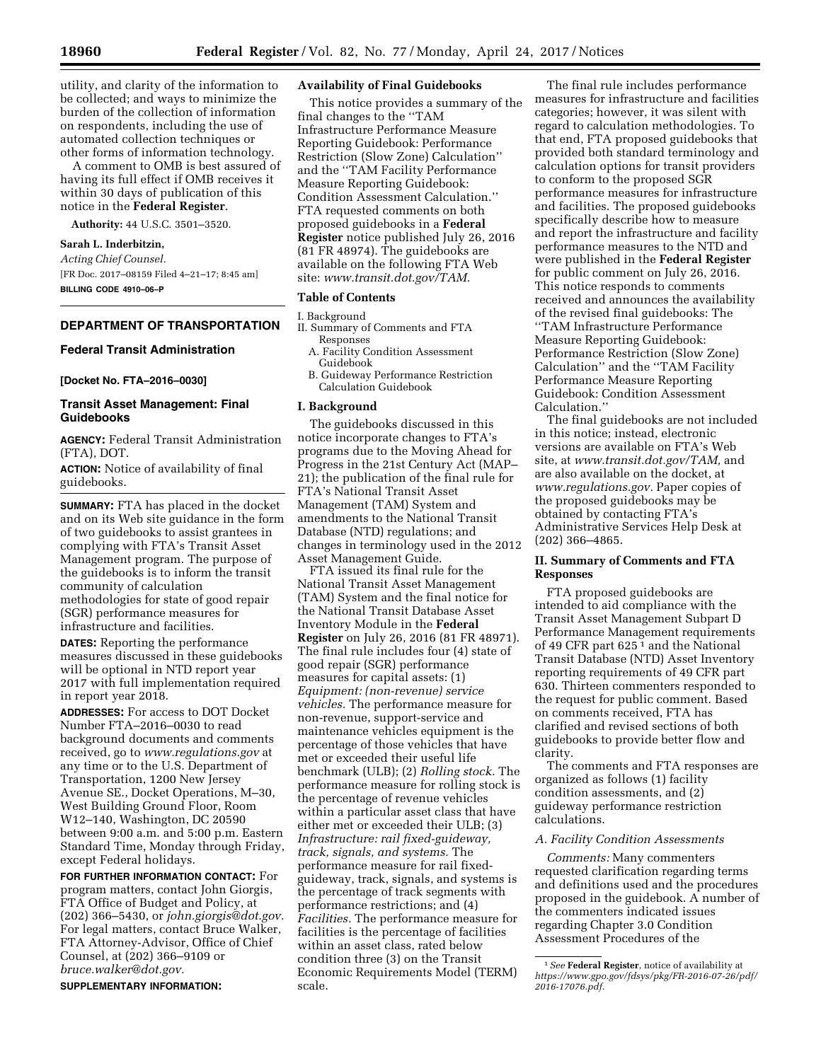utility, and clarity of the information to be collected; and ways to minimize the burden of the collection of information on respondents, including the use of automated collection techniques or other forms of information technology.

A comment to OMB is best assured of having its full effect if OMB receives it within 30 days of publication of this notice in the **Federal Register**.

**Authority:** 44 U.S.C. 3501–3520.

**Sarah L. Inderbitzin,**

*Acting Chief Counsel.*

[FR Doc. 2017–08159 Filed 4–21–17; 8:45 am]

**BILLING CODE 4910–06–P**

---

## DEPARTMENT OF TRANSPORTATION

### Federal Transit Administration

**[Docket No. FTA–2016–0030]**

### Transit Asset Management: Final Guidebooks

**AGENCY:** Federal Transit Administration (FTA), DOT.

**ACTION:** Notice of availability of final guidebooks.

**SUMMARY:** FTA has placed in the docket and on its Web site guidance in the form of two guidebooks to assist grantees in complying with FTA's Transit Asset Management program. The purpose of the guidebooks is to inform the transit community of calculation methodologies for state of good repair (SGR) performance measures for infrastructure and facilities.

**DATES:** Reporting the performance measures discussed in these guidebooks will be optional in NTD report year 2017 with full implementation required in report year 2018.

**ADDRESSES:** For access to DOT Docket Number FTA–2016–0030 to read background documents and comments received, go to *www.regulations.gov* at any time or to the U.S. Department of Transportation, 1200 New Jersey Avenue SE., Docket Operations, M–30, West Building Ground Floor, Room W12–140, Washington, DC 20590 between 9:00 a.m. and 5:00 p.m. Eastern Standard Time, Monday through Friday, except Federal holidays.

**FOR FURTHER INFORMATION CONTACT:** For program matters, contact John Giorgis, FTA Office of Budget and Policy, at (202) 366–5430, or *john.giorgis@dot.gov.* For legal matters, contact Bruce Walker, FTA Attorney-Advisor, Office of Chief Counsel, at (202) 366–9109 or *bruce.walker@dot.gov.*

**SUPPLEMENTARY INFORMATION:**

**Availability of Final Guidebooks**

This notice provides a summary of the final changes to the ''TAM Infrastructure Performance Measure Reporting Guidebook: Performance Restriction (Slow Zone) Calculation'' and the ''TAM Facility Performance Measure Reporting Guidebook: Condition Assessment Calculation.'' FTA requested comments on both proposed guidebooks in a **Federal Register** notice published July 26, 2016 (81 FR 48974). The guidebooks are available on the following FTA Web site: *www.transit.dot.gov/TAM.*

**Table of Contents**

I. Background
II. Summary of Comments and FTA Responses
  A. Facility Condition Assessment Guidebook
  B. Guideway Performance Restriction Calculation Guidebook

**I. Background**

The guidebooks discussed in this notice incorporate changes to FTA's programs due to the Moving Ahead for Progress in the 21st Century Act (MAP–21); the publication of the final rule for FTA's National Transit Asset Management (TAM) System and amendments to the National Transit Database (NTD) regulations; and changes in terminology used in the 2012 Asset Management Guide.

FTA issued its final rule for the National Transit Asset Management (TAM) System and the final notice for the National Transit Database Asset Inventory Module in the **Federal Register** on July 26, 2016 (81 FR 48971). The final rule includes four (4) state of good repair (SGR) performance measures for capital assets: (1) *Equipment: (non-revenue) service vehicles.* The performance measure for non-revenue, support-service and maintenance vehicles equipment is the percentage of those vehicles that have met or exceeded their useful life benchmark (ULB); (2) *Rolling stock.* The performance measure for rolling stock is the percentage of revenue vehicles within a particular asset class that have either met or exceeded their ULB; (3) *Infrastructure: rail fixed-guideway, track, signals, and systems.* The performance measure for rail fixed-guideway, track, signals, and systems is the percentage of track segments with performance restrictions; and (4) *Facilities.* The performance measure for facilities is the percentage of facilities within an asset class, rated below condition three (3) on the Transit Economic Requirements Model (TERM) scale.

The final rule includes performance measures for infrastructure and facilities categories; however, it was silent with regard to calculation methodologies. To that end, FTA proposed guidebooks that provided both standard terminology and calculation options for transit providers to conform to the proposed SGR performance measures for infrastructure and facilities. The proposed guidebooks specifically describe how to measure and report the infrastructure and facility performance measures to the NTD and were published in the **Federal Register** for public comment on July 26, 2016. This notice responds to comments received and announces the availability of the revised final guidebooks: The ''TAM Infrastructure Performance Measure Reporting Guidebook: Performance Restriction (Slow Zone) Calculation'' and the ''TAM Facility Performance Measure Reporting Guidebook: Condition Assessment Calculation.''

The final guidebooks are not included in this notice; instead, electronic versions are available on FTA's Web site, at *www.transit.dot.gov/TAM,* and are also available on the docket, at *www.regulations.gov.* Paper copies of the proposed guidebooks may be obtained by contacting FTA's Administrative Services Help Desk at (202) 366–4865.

**II. Summary of Comments and FTA Responses**

FTA proposed guidebooks are intended to aid compliance with the Transit Asset Management Subpart D Performance Management requirements of 49 CFR part 625 [1] and the National Transit Database (NTD) Asset Inventory reporting requirements of 49 CFR part 630. Thirteen commenters responded to the request for public comment. Based on comments received, FTA has clarified and revised sections of both guidebooks to provide better flow and clarity.

The comments and FTA responses are organized as follows (1) facility condition assessments, and (2) guideway performance restriction calculations.

*A. Facility Condition Assessments*

*Comments:* Many commenters requested clarification regarding terms and definitions used and the procedures proposed in the guidebook. A number of the commenters indicated issues regarding Chapter 3.0 Condition Assessment Procedures of the

---

[1] *See* **Federal Register**, notice of availability at *https://www.gpo.gov/fdsys/pkg/FR-2016-07-26/pdf/2016-17076.pdf.*